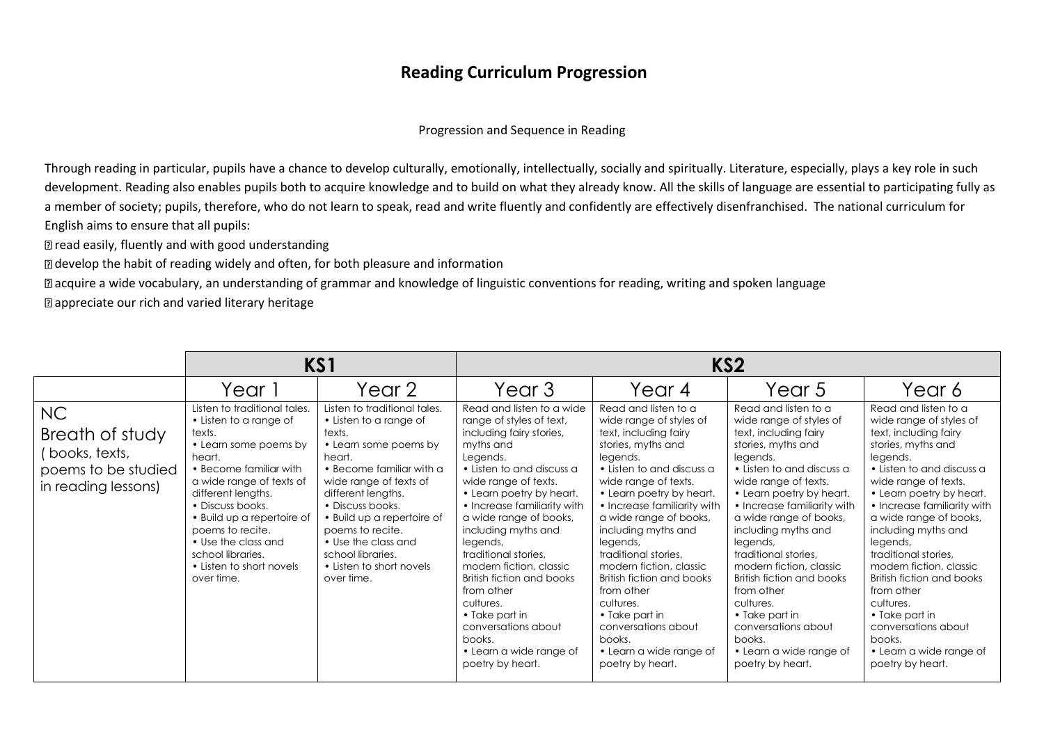# Reading Curriculum Progression

Progression and Sequence in Reading

Through reading in particular, pupils have a chance to develop culturally, emotionally, intellectually, socially and spiritually. Literature, especially, plays a key role in such development. Reading also enables pupils both to acquire knowledge and to build on what they already know. All the skills of language are essential to participating fully as a member of society; pupils, therefore, who do not learn to speak, read and write fluently and confidently are effectively disenfranchised. The national curriculum for English aims to ensure that all pupils:

- read easily, fluently and with good understanding
- develop the habit of reading widely and often, for both pleasure and information
- acquire a wide vocabulary, an understanding of grammar and knowledge of linguistic conventions for reading, writing and spoken language
- appreciate our rich and varied literary heritage

| | KS1 | | KS2 | | | |
|---|---|---|---|---|---|---|
| | Year 1 | Year 2 | Year 3 | Year 4 | Year 5 | Year 6 |
| NC Breath of study ( books, texts, poems to be studied in reading lessons) | Listen to traditional tales.<br>• Listen to a range of texts.<br>• Learn some poems by heart.<br>• Become familiar with a wide range of texts of different lengths.<br>• Discuss books.<br>• Build up a repertoire of poems to recite.<br>• Use the class and school libraries.<br>• Listen to short novels over time. | Listen to traditional tales.<br>• Listen to a range of texts.<br>• Learn some poems by heart.<br>• Become familiar with a wide range of texts of different lengths.<br>• Discuss books.<br>• Build up a repertoire of poems to recite.<br>• Use the class and school libraries.<br>• Listen to short novels over time. | Read and listen to a wide range of styles of text, including fairy stories, myths and Legends.<br>• Listen to and discuss a wide range of texts.<br>• Learn poetry by heart.<br>• Increase familiarity with a wide range of books, including myths and legends, traditional stories, modern fiction, classic British fiction and books from other cultures.<br>• Take part in conversations about books.<br>• Learn a wide range of poetry by heart. | Read and listen to a wide range of styles of text, including fairy stories, myths and legends.<br>• Listen to and discuss a wide range of texts.<br>• Learn poetry by heart.<br>• Increase familiarity with a wide range of books, including myths and legends, traditional stories, modern fiction, classic British fiction and books from other cultures.<br>• Take part in conversations about books.<br>• Learn a wide range of poetry by heart. | Read and listen to a wide range of styles of text, including fairy stories, myths and legends.<br>• Listen to and discuss a wide range of texts.<br>• Learn poetry by heart.<br>• Increase familiarity with a wide range of books, including myths and legends, traditional stories, modern fiction, classic British fiction and books from other cultures.<br>• Take part in conversations about books.<br>• Learn a wide range of poetry by heart. | Read and listen to a wide range of styles of text, including fairy stories, myths and legends.<br>• Listen to and discuss a wide range of texts.<br>• Learn poetry by heart.<br>• Increase familiarity with a wide range of books, including myths and legends, traditional stories, modern fiction, classic British fiction and books from other cultures.<br>• Take part in conversations about books.<br>• Learn a wide range of poetry by heart. |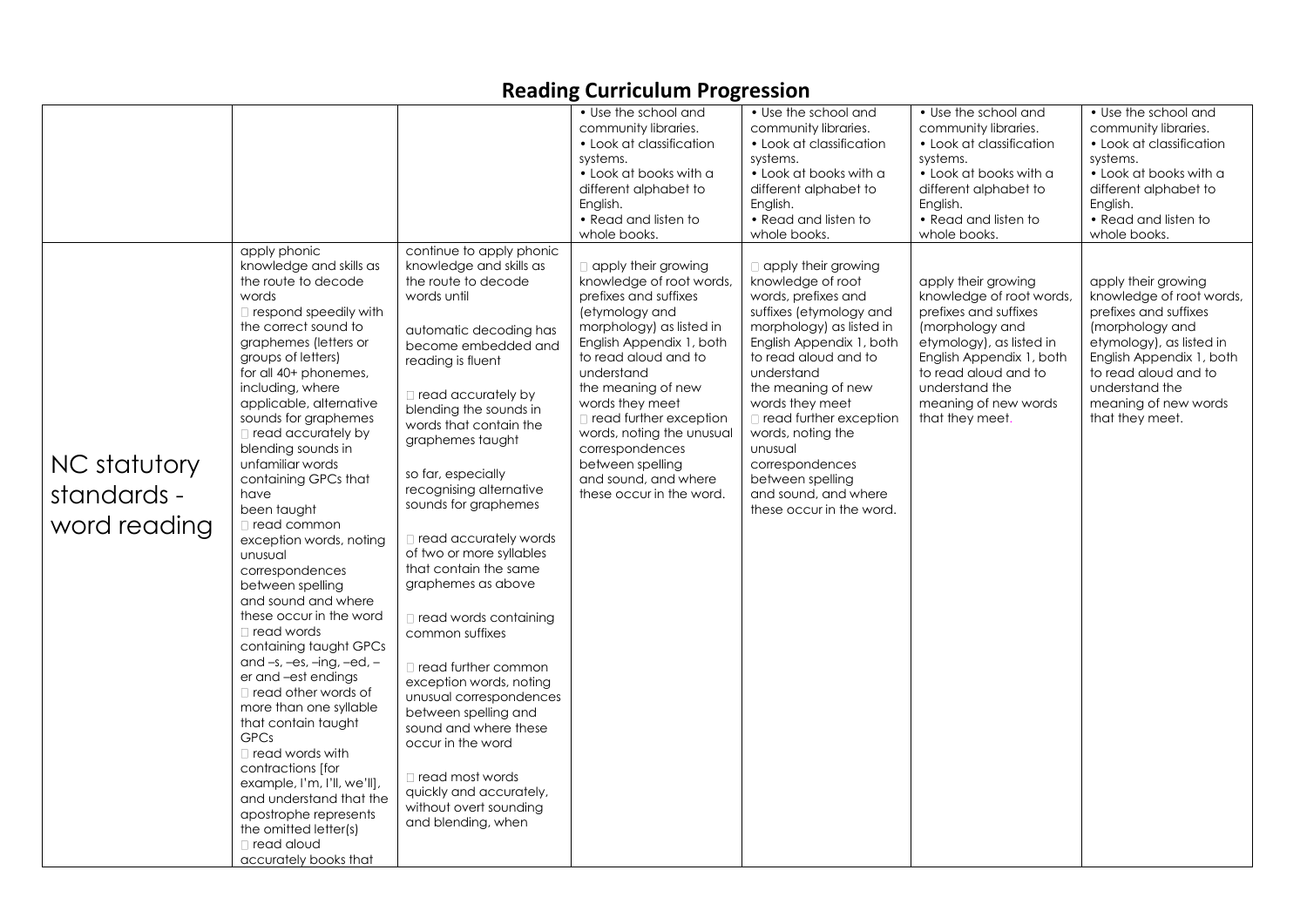# Reading Curriculum Progression

| | | | | | | |
|---|---|---|---|---|---|---|
| | | | • Use the school and community libraries. • Look at classification systems. • Look at books with a different alphabet to English. • Read and listen to whole books. | • Use the school and community libraries. • Look at classification systems. • Look at books with a different alphabet to English. • Read and listen to whole books. | • Use the school and community libraries. • Look at classification systems. • Look at books with a different alphabet to English. • Read and listen to whole books. | • Use the school and community libraries. • Look at classification systems. • Look at books with a different alphabet to English. • Read and listen to whole books. |
| NC statutory standards - word reading | apply phonic knowledge and skills as the route to decode words  respond speedily with the correct sound to graphemes (letters or groups of letters) for all 40+ phonemes, including, where applicable, alternative sounds for graphemes  read accurately by blending sounds in unfamiliar words containing GPCs that have been taught  read common exception words, noting unusual correspondences between spelling and sound and where these occur in the word  read words containing taught GPCs and –s, –es, –ing, –ed, –er and –est endings  read other words of more than one syllable that contain taught GPCs  read words with contractions [for example, I'm, I'll, we'll], and understand that the apostrophe represents the omitted letter(s)  read aloud accurately books that | continue to apply phonic knowledge and skills as the route to decode words until automatic decoding has become embedded and reading is fluent  read accurately by blending the sounds in words that contain the graphemes taught so far, especially recognising alternative sounds for graphemes  read accurately words of two or more syllables that contain the same graphemes as above  read words containing common suffixes  read further common exception words, noting unusual correspondences between spelling and sound and where these occur in the word  read most words quickly and accurately, without overt sounding and blending, when |  apply their growing knowledge of root words, prefixes and suffixes (etymology and morphology) as listed in English Appendix 1, both to read aloud and to understand the meaning of new words they meet  read further exception words, noting the unusual correspondences between spelling and sound, and where these occur in the word. |  apply their growing knowledge of root words, prefixes and suffixes (etymology and morphology) as listed in English Appendix 1, both to read aloud and to understand the meaning of new words they meet  read further exception words, noting the unusual correspondences between spelling and sound, and where these occur in the word. | apply their growing knowledge of root words, prefixes and suffixes (morphology and etymology), as listed in English Appendix 1, both to read aloud and to understand the meaning of new words that they meet. | apply their growing knowledge of root words, prefixes and suffixes (morphology and etymology), as listed in English Appendix 1, both to read aloud and to understand the meaning of new words that they meet. |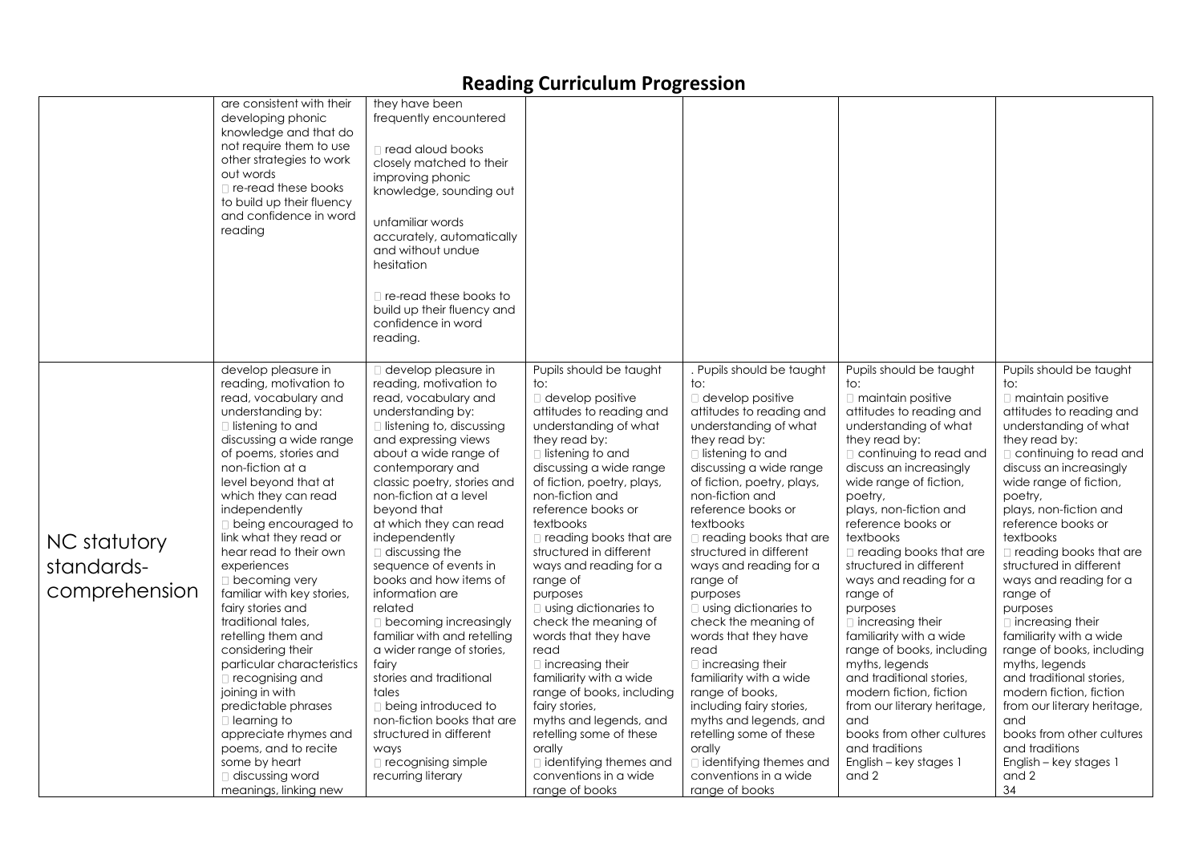# Reading Curriculum Progression

| | | | | | | |
|---|---|---|---|---|---|---|
| | are consistent with their developing phonic knowledge and that do not require them to use other strategies to work out words<br>re-read these books to build up their fluency and confidence in word reading | they have been frequently encountered<br>read aloud books closely matched to their improving phonic knowledge, sounding out unfamiliar words accurately, automatically and without undue hesitation<br>re-read these books to build up their fluency and confidence in word reading. | | | | |
| NC statutory standards-comprehension | develop pleasure in reading, motivation to read, vocabulary and understanding by:<br>listening to and discussing a wide range of poems, stories and non-fiction at a level beyond that at which they can read independently<br>being encouraged to link what they read or hear read to their own experiences<br>becoming very familiar with key stories, fairy stories and traditional tales, retelling them and considering their particular characteristics<br>recognising and joining in with predictable phrases<br>learning to appreciate rhymes and poems, and to recite some by heart<br>discussing word meanings, linking new | develop pleasure in reading, motivation to read, vocabulary and understanding by:<br>listening to, discussing and expressing views about a wide range of contemporary and classic poetry, stories and non-fiction at a level beyond that at which they can read independently<br>discussing the sequence of events in books and how items of information are related<br>becoming increasingly familiar with and retelling a wider range of stories, fairy stories and traditional tales<br>being introduced to non-fiction books that are structured in different ways<br>recognising simple recurring literary | Pupils should be taught to:<br>develop positive attitudes to reading and understanding of what they read by:<br>listening to and discussing a wide range of fiction, poetry, plays, non-fiction and reference books or textbooks<br>reading books that are structured in different ways and reading for a range of purposes<br>using dictionaries to check the meaning of words that they have read<br>increasing their familiarity with a wide range of books, including fairy stories, myths and legends, and retelling some of these orally<br>identifying themes and conventions in a wide range of books | . Pupils should be taught to:<br>develop positive attitudes to reading and understanding of what they read by:<br>listening to and discussing a wide range of fiction, poetry, plays, non-fiction and reference books or textbooks<br>reading books that are structured in different ways and reading for a range of purposes<br>using dictionaries to check the meaning of words that they have read<br>increasing their familiarity with a wide range of books, including fairy stories, myths and legends, and retelling some of these orally<br>identifying themes and conventions in a wide range of books | Pupils should be taught to:<br>maintain positive attitudes to reading and understanding of what they read by:<br>continuing to read and discuss an increasingly wide range of fiction, poetry, plays, non-fiction and reference books or textbooks<br>reading books that are structured in different ways and reading for a range of purposes<br>increasing their familiarity with a wide range of books, including myths, legends and traditional stories, modern fiction, fiction from our literary heritage, and books from other cultures and traditions<br>English – key stages 1 and 2 | Pupils should be taught to:<br>maintain positive attitudes to reading and understanding of what they read by:<br>continuing to read and discuss an increasingly wide range of fiction, poetry, plays, non-fiction and reference books or textbooks<br>reading books that are structured in different ways and reading for a range of purposes<br>increasing their familiarity with a wide range of books, including myths, legends and traditional stories, modern fiction, fiction from our literary heritage, and books from other cultures and traditions<br>English – key stages 1 and 2<br>34 |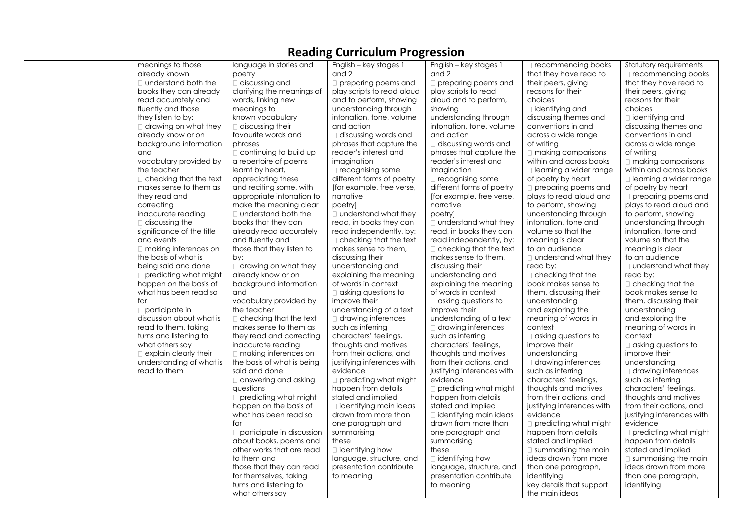# Reading Curriculum Progression

| | | | | | | |
|---|---|---|---|---|---|---|
| | meanings to those already known<br>□ understand both the books they can already read accurately and fluently and those they listen to by:<br>□ drawing on what they already know or on background information and vocabulary provided by the teacher<br>□ checking that the text makes sense to them as they read and correcting inaccurate reading<br>□ discussing the significance of the title and events<br>□ making inferences on the basis of what is being said and done<br>□ predicting what might happen on the basis of what has been read so far<br>□ participate in discussion about what is read to them, taking turns and listening to what others say<br>□ explain clearly their understanding of what is read to them | language in stories and poetry<br>□ discussing and clarifying the meanings of words, linking new meanings to known vocabulary<br>□ discussing their favourite words and phrases<br>□ continuing to build up a repertoire of poems learnt by heart, appreciating these and reciting some, with appropriate intonation to make the meaning clear<br>□ understand both the books that they can already read accurately and fluently and those that they listen to by:<br>□ drawing on what they already know or on background information and vocabulary provided by the teacher<br>□ checking that the text makes sense to them as they read and correcting inaccurate reading<br>□ making inferences on the basis of what is being said and done<br>□ answering and asking questions<br>□ predicting what might happen on the basis of what has been read so far<br>□ participate in discussion about books, poems and other works that are read to them and those that they can read for themselves, taking turns and listening to what others say | English – key stages 1 and 2<br>□ preparing poems and play scripts to read aloud and to perform, showing understanding through intonation, tone, volume and action<br>□ discussing words and phrases that capture the reader's interest and imagination<br>□ recognising some different forms of poetry [for example, free verse, narrative poetry]<br>□ understand what they read, in books they can read independently, by:<br>□ checking that the text makes sense to them, discussing their understanding and explaining the meaning of words in context<br>□ asking questions to improve their understanding of a text<br>□ drawing inferences such as inferring characters' feelings, thoughts and motives from their actions, and justifying inferences with evidence<br>□ predicting what might happen from details stated and implied<br>□ identifying main ideas drawn from more than one paragraph and summarising these<br>□ identifying how language, structure, and presentation contribute to meaning | English – key stages 1 and 2<br>□ preparing poems and play scripts to read aloud and to perform, showing understanding through intonation, tone, volume and action<br>□ discussing words and phrases that capture the reader's interest and imagination<br>□ recognising some different forms of poetry [for example, free verse, narrative poetry]<br>□ understand what they read, in books they can read independently, by:<br>□ checking that the text makes sense to them, discussing their understanding and explaining the meaning of words in context<br>□ asking questions to improve their understanding of a text<br>□ drawing inferences such as inferring characters' feelings, thoughts and motives from their actions, and justifying inferences with evidence<br>□ predicting what might happen from details stated and implied<br>□ identifying main ideas drawn from more than one paragraph and summarising these<br>□ identifying how language, structure, and presentation contribute to meaning | □ recommending books that they have read to their peers, giving reasons for their choices<br>□ identifying and discussing themes and conventions in and across a wide range of writing<br>□ making comparisons within and across books<br>□ learning a wider range of poetry by heart<br>□ preparing poems and plays to read aloud and to perform, showing understanding through intonation, tone and volume so that the meaning is clear to an audience<br>□ understand what they read by:<br>□ checking that the book makes sense to them, discussing their understanding and exploring the meaning of words in context<br>□ asking questions to improve their understanding<br>□ drawing inferences such as inferring characters' feelings, thoughts and motives from their actions, and justifying inferences with evidence<br>□ predicting what might happen from details stated and implied<br>□ summarising the main ideas drawn from more than one paragraph, identifying key details that support the main ideas | Statutory requirements<br>□ recommending books that they have read to their peers, giving reasons for their choices<br>□ identifying and discussing themes and conventions in and across a wide range of writing<br>□ making comparisons within and across books<br>□ learning a wider range of poetry by heart<br>□ preparing poems and plays to read aloud and to perform, showing understanding through intonation, tone and volume so that the meaning is clear to an audience<br>□ understand what they read by:<br>□ checking that the book makes sense to them, discussing their understanding and exploring the meaning of words in context<br>□ asking questions to improve their understanding<br>□ drawing inferences such as inferring characters' feelings, thoughts and motives from their actions, and justifying inferences with evidence<br>□ predicting what might happen from details stated and implied<br>□ summarising the main ideas drawn from more than one paragraph, identifying |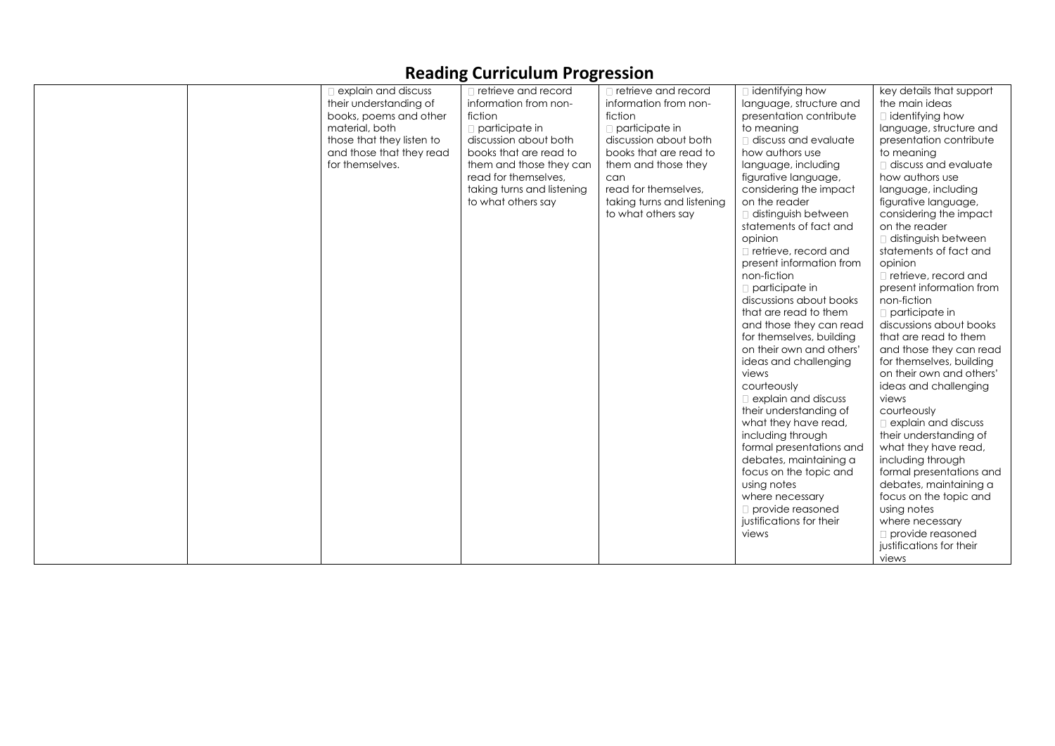# Reading Curriculum Progression

| | | | | | | |
|---|---|---|---|---|---|---|
| | | explain and discuss their understanding of books, poems and other material, both those that they listen to and those that they read for themselves. | retrieve and record information from non-fiction<br>participate in discussion about both books that are read to them and those they can read for themselves, taking turns and listening to what others say | retrieve and record information from non-fiction<br>participate in discussion about both books that are read to them and those they can read for themselves, taking turns and listening to what others say | identifying how language, structure and presentation contribute to meaning<br>discuss and evaluate how authors use language, including figurative language, considering the impact on the reader<br>distinguish between statements of fact and opinion<br>retrieve, record and present information from non-fiction<br>participate in discussions about books that are read to them and those they can read for themselves, building on their own and others' ideas and challenging views courteously<br>explain and discuss their understanding of what they have read, including through formal presentations and debates, maintaining a focus on the topic and using notes where necessary<br>provide reasoned justifications for their views | key details that support the main ideas<br>identifying how language, structure and presentation contribute to meaning<br>discuss and evaluate how authors use language, including figurative language, considering the impact on the reader<br>distinguish between statements of fact and opinion<br>retrieve, record and present information from non-fiction<br>participate in discussions about books that are read to them and those they can read for themselves, building on their own and others' ideas and challenging views courteously<br>explain and discuss their understanding of what they have read, including through formal presentations and debates, maintaining a focus on the topic and using notes where necessary<br>provide reasoned justifications for their views |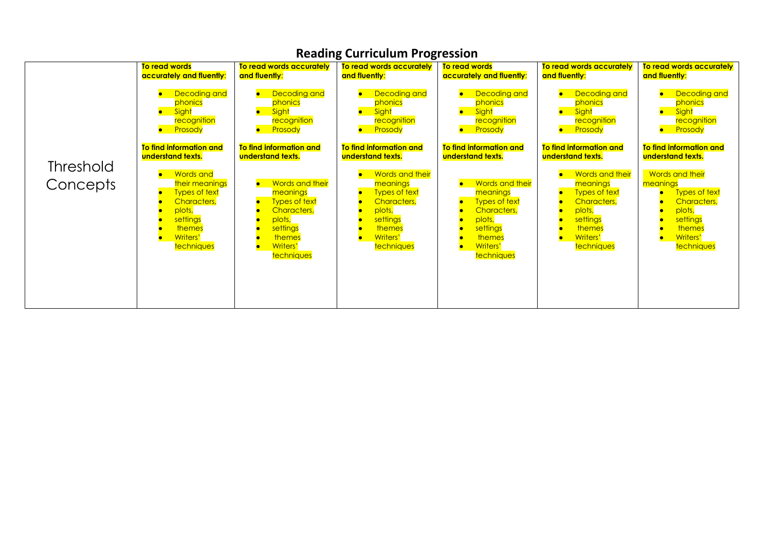## Reading Curriculum Progression

| Threshold Concepts | | | | | |
|---|---|---|---|---|---|
| **To read words accurately and fluently**:<br>• Decoding and phonics<br>• Sight recognition<br>• Prosody<br><br>**To find information and understand texts.**<br>• Words and their meanings<br>• Types of text<br>• Characters,<br>• plots,<br>• settings<br>• themes<br>• Writers' techniques | **To read words accurately and fluently**:<br>• Decoding and phonics<br>• Sight recognition<br>• Prosody<br><br>**To find information and understand texts.**<br>• Words and their meanings<br>• Types of text<br>• Characters,<br>• plots,<br>• settings<br>• themes<br>• Writers' techniques | **To read words accurately and fluently**:<br>• Decoding and phonics<br>• Sight recognition<br>• Prosody<br><br>**To find information and understand texts.**<br>• Words and their meanings<br>• Types of text<br>• Characters,<br>• plots,<br>• settings<br>• themes<br>• Writers' techniques | **To read words accurately and fluently**:<br>• Decoding and phonics<br>• Sight recognition<br>• Prosody<br><br>**To find information and understand texts.**<br>• Words and their meanings<br>• Types of text<br>• Characters,<br>• plots,<br>• settings<br>• themes<br>• Writers' techniques | **To read words accurately and fluently**:<br>• Decoding and phonics<br>• Sight recognition<br>• Prosody<br><br>**To find information and understand texts.**<br>• Words and their meanings<br>• Types of text<br>• Characters,<br>• plots,<br>• settings<br>• themes<br>• Writers' techniques | **To read words accurately and fluently**:<br>• Decoding and phonics<br>• Sight recognition<br>• Prosody<br><br>**To find information and understand texts.**<br>Words and their meanings<br>• Types of text<br>• Characters,<br>• plots,<br>• settings<br>• themes<br>• Writers' techniques |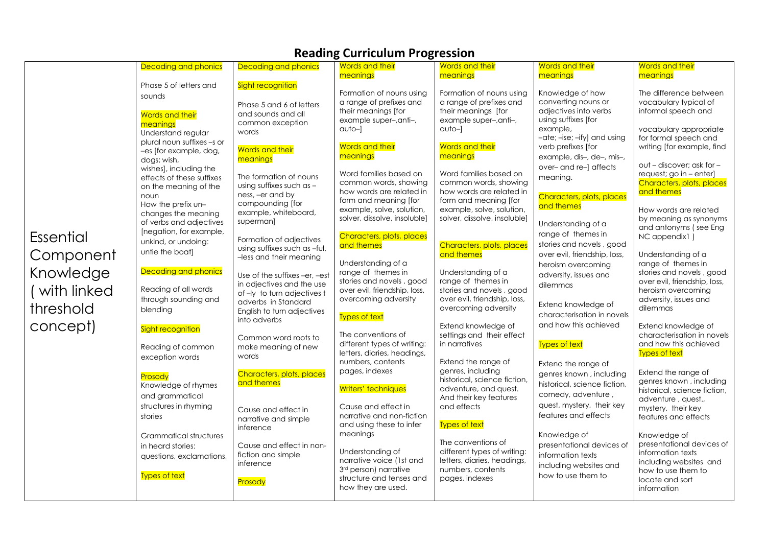# Reading Curriculum Progression

| | | | | | | |
|---|---|---|---|---|---|---|
| Essential Component Knowledge ( with linked threshold concept) | Decoding and phonics<br><br>Phase 5 of letters and sounds<br><br>Words and their meanings<br>Understand regular plural noun suffixes –s or –es [for example, dog, dogs; wish, wishes], including the effects of these suffixes on the meaning of the noun<br>How the prefix un– changes the meaning of verbs and adjectives [negation, for example, unkind, or undoing: untie the boat]<br><br>Decoding and phonics<br><br>Reading of all words through sounding and blending<br><br>Sight recognition<br><br>Reading of common exception words<br><br>Prosody<br>Knowledge of rhymes and grammatical structures in rhyming stories<br><br>Grammatical structures in heard stories: questions, exclamations,<br><br>Types of text | Decoding and phonics<br><br>Sight recognition<br><br>Phase 5 and 6 of letters and sounds and all common exception words<br><br>Words and their meanings<br><br>The formation of nouns using suffixes such as –ness, –er and by compounding [for example, whiteboard, superman]<br><br>Formation of adjectives using suffixes such as –ful, –less and their meaning<br><br>Use of the suffixes –er, –est in adjectives and the use of –ly to turn adjectives t adverbs in Standard English to turn adjectives into adverbs<br><br>Common word roots to make meaning of new words<br><br>Characters, plots, places and themes<br><br>Cause and effect in narrative and simple inference<br><br>Cause and effect in non-fiction and simple inference<br><br>Prosody | Words and their meanings<br><br>Formation of nouns using a range of prefixes and their meanings [for example super–,anti–, auto–]<br><br>Words and their meanings<br><br>Word families based on common words, showing how words are related in form and meaning [for example, solve, solution, solver, dissolve, insoluble]<br><br>Characters, plots, places and themes<br><br>Understanding of a range of themes in stories and novels , good over evil, friendship, loss, overcoming adversity<br><br>Types of text<br><br>The conventions of different types of writing: letters, diaries, headings, numbers, contents pages, indexes<br><br>Writers' techniques<br><br>Cause and effect in narrative and non-fiction and using these to infer meanings<br><br>Understanding of narrative voice (1st and 3rd person) narrative structure and tenses and how they are used. | Words and their meanings<br><br>Formation of nouns using a range of prefixes and their meanings [for example super–,anti–, auto–]<br><br>Words and their meanings<br><br>Word families based on common words, showing how words are related in form and meaning [for example, solve, solution, solver, dissolve, insoluble]<br><br>Characters, plots, places and themes<br><br>Understanding of a range of themes in stories and novels , good over evil, friendship, loss, overcoming adversity<br><br>Extend knowledge of settings and their effect in narratives<br><br>Extend the range of genres, including historical, science fiction, adventure, and quest. And their key features and effects<br><br>Types of text<br><br>The conventions of different types of writing: letters, diaries, headings, numbers, contents pages, indexes | Words and their meanings<br><br>Knowledge of how converting nouns or adjectives into verbs using suffixes [for example, –ate; –ise; –ify] and using verb prefixes [for example, dis–, de–, mis–, over– and re–] affects meaning.<br><br>Characters, plots, places and themes<br><br>Understanding of a range of themes in stories and novels , good over evil, friendship, loss, heroism overcoming adversity, issues and dilemmas<br><br>Extend knowledge of characterisation in novels and how this achieved<br><br>Types of text<br><br>Extend the range of genres known , including historical, science fiction, comedy, adventure , quest, mystery, their key features and effects<br><br>Knowledge of presentational devices of information texts including websites and how to use them to | Words and their meanings<br><br>The difference between vocabulary typical of informal speech and<br><br>vocabulary appropriate for formal speech and writing [for example, find out – discover; ask for – request; go in – enter]<br>Characters, plots, places and themes<br><br>How words are related by meaning as synonyms and antonyms ( see Eng NC appendix1 )<br><br>Understanding of a range of themes in stories and novels , good over evil, friendship, loss, heroism overcoming adversity, issues and dilemmas<br><br>Extend knowledge of characterisation in novels and how this achieved<br>Types of text<br><br>Extend the range of genres known , including historical, science fiction, adventure , quest., mystery, their key features and effects<br><br>Knowledge of presentational devices of information texts including websites and how to use them to locate and sort information |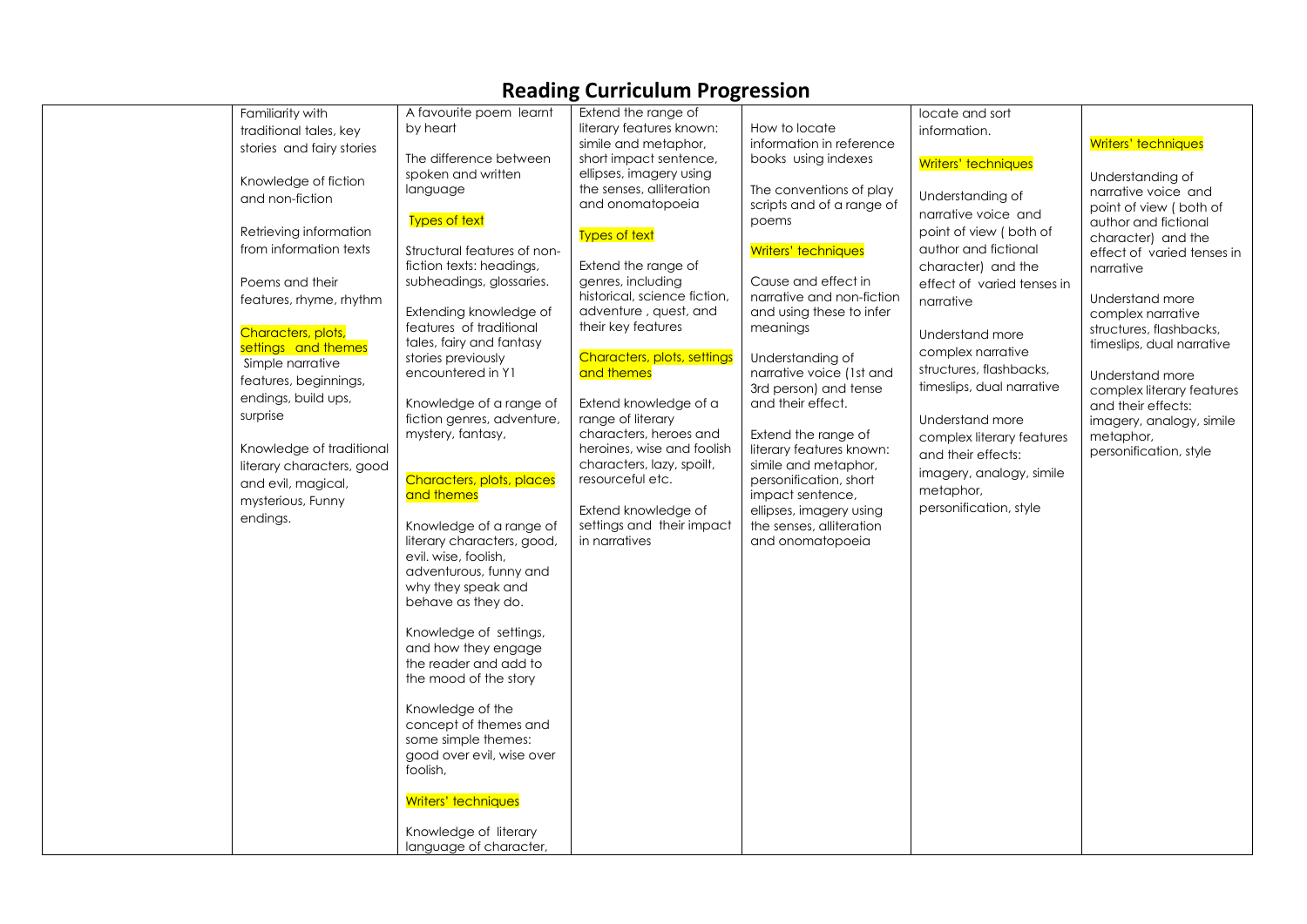# Reading Curriculum Progression

| | | | | | | |
|---|---|---|---|---|---|---|
| | Familiarity with traditional tales, key stories and fairy stories<br><br>Knowledge of fiction and non-fiction<br><br>Retrieving information from information texts<br><br>Poems and their features, rhyme, rhythm<br><br>Characters, plots, settings and themes<br>Simple narrative features, beginnings, endings, build ups, surprise<br><br>Knowledge of traditional literary characters, good and evil, magical, mysterious, Funny endings. | A favourite poem learnt by heart<br><br>The difference between spoken and written language<br><br>Types of text<br><br>Structural features of non-fiction texts: headings, subheadings, glossaries.<br><br>Extending knowledge of features of traditional tales, fairy and fantasy stories previously encountered in Y1<br><br>Knowledge of a range of fiction genres, adventure, mystery, fantasy,<br><br>Characters, plots, places and themes<br><br>Knowledge of a range of literary characters, good, evil. wise, foolish, adventurous, funny and why they speak and behave as they do.<br><br>Knowledge of settings, and how they engage the reader and add to the mood of the story<br><br>Knowledge of the concept of themes and some simple themes: good over evil, wise over foolish,<br><br>Writers' techniques<br><br>Knowledge of literary language of character, | Extend the range of literary features known: simile and metaphor, short impact sentence, ellipses, imagery using the senses, alliteration and onomatopoeia<br><br>Types of text<br><br>Extend the range of genres, including historical, science fiction, adventure , quest, and their key features<br><br>Characters, plots, settings and themes<br><br>Extend knowledge of a range of literary characters, heroes and heroines, wise and foolish characters, lazy, spoilt, resourceful etc.<br><br>Extend knowledge of settings and their impact in narratives | How to locate information in reference books using indexes<br><br>The conventions of play scripts and of a range of poems<br><br>Writers' techniques<br><br>Cause and effect in narrative and non-fiction and using these to infer meanings<br><br>Understanding of narrative voice (1st and 3rd person) and tense and their effect.<br><br>Extend the range of literary features known: simile and metaphor, personification, short impact sentence, ellipses, imagery using the senses, alliteration and onomatopoeia | locate and sort information.<br><br>Writers' techniques<br><br>Understanding of narrative voice and point of view ( both of author and fictional character) and the effect of varied tenses in narrative<br><br>Understand more complex narrative structures, flashbacks, timeslips, dual narrative<br><br>Understand more complex literary features and their effects: imagery, analogy, simile metaphor, personification, style | Writers' techniques<br><br>Understanding of narrative voice and point of view ( both of author and fictional character) and the effect of varied tenses in narrative<br><br>Understand more complex narrative structures, flashbacks, timeslips, dual narrative<br><br>Understand more complex literary features and their effects: imagery, analogy, simile metaphor, personification, style |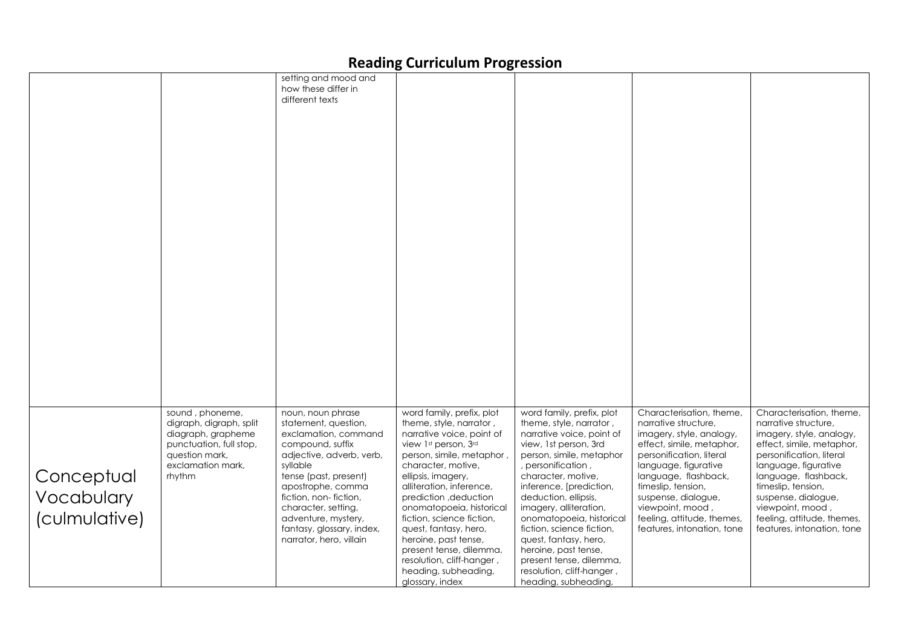# Reading Curriculum Progression

| | | | | | | |
|---|---|---|---|---|---|---|
| | | setting and mood and how these differ in different texts | | | | |
| Conceptual Vocabulary (culmulative) | sound , phoneme, digraph, digraph, split digraph, grapheme punctuation, full stop, question mark, exclamation mark, rhythm | noun, noun phrase statement, question, exclamation, command compound, suffix adjective, adverb, verb, syllable tense (past, present) apostrophe, comma fiction, non- fiction, character, setting, adventure, mystery, fantasy, glossary, index, narrator, hero, villain | word family, prefix, plot theme, style, narrator , narrative voice, point of view 1st person, 3rd person, simile, metaphor , character, motive, ellipsis, imagery, alliteration, inference, prediction ,deduction onomatopoeia, historical fiction, science fiction, quest, fantasy, hero, heroine, past tense, present tense, dilemma, resolution, cliff-hanger , heading, subheading, glossary, index | word family, prefix, plot theme, style, narrator , narrative voice, point of view, 1st person, 3rd person, simile, metaphor , personification , character, motive, inference, [prediction, deduction. ellipsis, imagery, alliteration, onomatopoeia, historical fiction, science fiction, quest, fantasy, hero, heroine, past tense, present tense, dilemma, resolution, cliff-hanger , heading, subheading, | Characterisation, theme, narrative structure, imagery, style, analogy, effect, simile, metaphor, personification, literal language, figurative language, flashback, timeslip, tension, suspense, dialogue, viewpoint, mood , feeling, attitude, themes, features, intonation, tone | Characterisation, theme, narrative structure, imagery, style, analogy, effect, simile, metaphor, personification, literal language, figurative language, flashback, timeslip, tension, suspense, dialogue, viewpoint, mood , feeling, attitude, themes, features, intonation, tone |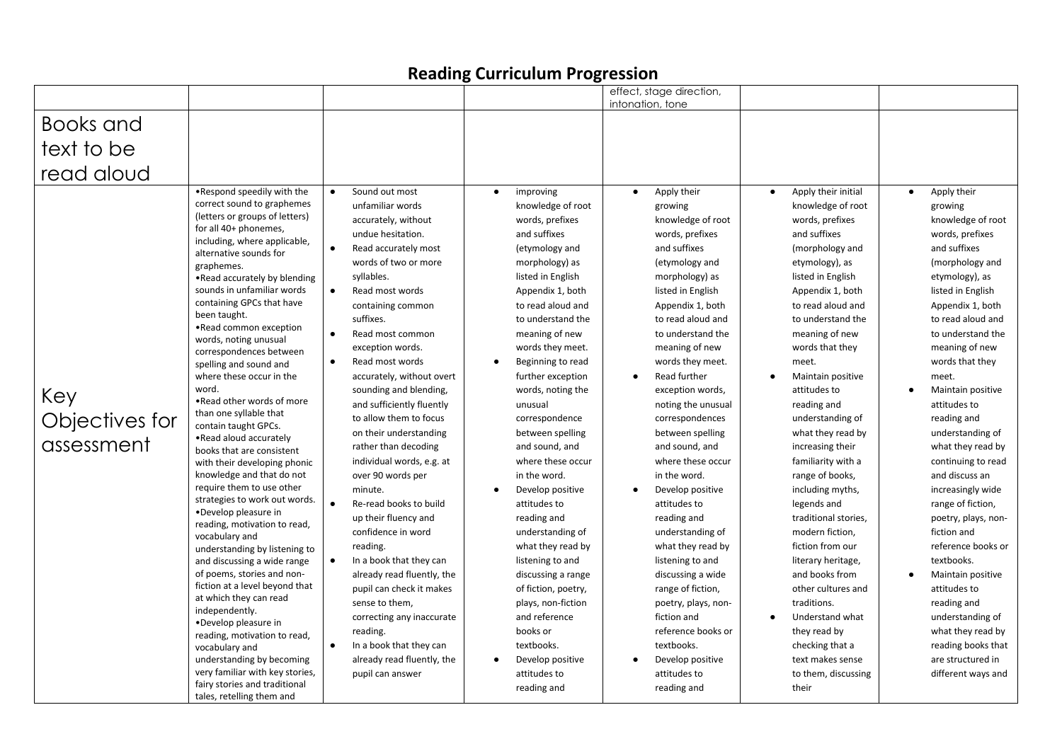# Reading Curriculum Progression

| | | | | | | |
|---|---|---|---|---|---|---|
| | | | | effect, stage direction, intonation, tone | | |
| Books and text to be read aloud | | | | | | |
| Key Objectives for assessment | •Respond speedily with the correct sound to graphemes (letters or groups of letters) for all 40+ phonemes, including, where applicable, alternative sounds for graphemes.<br>•Read accurately by blending sounds in unfamiliar words containing GPCs that have been taught.<br>•Read common exception words, noting unusual correspondences between spelling and sound and where these occur in the word.<br>•Read other words of more than one syllable that contain taught GPCs.<br>•Read aloud accurately books that are consistent with their developing phonic knowledge and that do not require them to use other strategies to work out words.<br>•Develop pleasure in reading, motivation to read, vocabulary and understanding by listening to and discussing a wide range of poems, stories and non-fiction at a level beyond that at which they can read independently.<br>•Develop pleasure in reading, motivation to read, vocabulary and understanding by becoming very familiar with key stories, fairy stories and traditional tales, retelling them and | • Sound out most unfamiliar words accurately, without undue hesitation.<br>• Read accurately most words of two or more syllables.<br>• Read most words containing common suffixes.<br>• Read most common exception words.<br>• Read most words accurately, without overt sounding and blending, and sufficiently fluently to allow them to focus on their understanding rather than decoding individual words, e.g. at over 90 words per minute.<br>• Re-read books to build up their fluency and confidence in word reading.<br>• In a book that they can already read fluently, the pupil can check it makes sense to them, correcting any inaccurate reading.<br>• In a book that they can already read fluently, the pupil can answer | • improving knowledge of root words, prefixes and suffixes (etymology and morphology) as listed in English Appendix 1, both to read aloud and to understand the meaning of new words they meet.<br>• Beginning to read further exception words, noting the unusual correspondence between spelling and sound, and where these occur in the word.<br>• Develop positive attitudes to reading and understanding of what they read by listening to and discussing a range of fiction, poetry, plays, non-fiction and reference books or textbooks.<br>• Develop positive attitudes to reading and | • Apply their growing knowledge of root words, prefixes and suffixes (etymology and morphology) as listed in English Appendix 1, both to read aloud and to understand the meaning of new words they meet.<br>• Read further exception words, noting the unusual correspondences between spelling and sound, and where these occur in the word.<br>• Develop positive attitudes to reading and understanding of what they read by listening to and discussing a wide range of fiction, poetry, plays, non-fiction and reference books or textbooks.<br>• Develop positive attitudes to reading and | • Apply their initial knowledge of root words, prefixes and suffixes (morphology and etymology), as listed in English Appendix 1, both to read aloud and to understand the meaning of new words that they meet.<br>• Maintain positive attitudes to reading and understanding of what they read by increasing their familiarity with a range of books, including myths, legends and traditional stories, modern fiction, fiction from our literary heritage, and books from other cultures and traditions.<br>• Understand what they read by checking that a text makes sense to them, discussing their | • Apply their growing knowledge of root words, prefixes and suffixes (morphology and etymology), as listed in English Appendix 1, both to read aloud and to understand the meaning of new words that they meet.<br>• Maintain positive attitudes to reading and understanding of what they read by continuing to read and discuss an increasingly wide range of fiction, poetry, plays, non-fiction and reference books or textbooks.<br>• Maintain positive attitudes to reading and understanding of what they read by reading books that are structured in different ways and |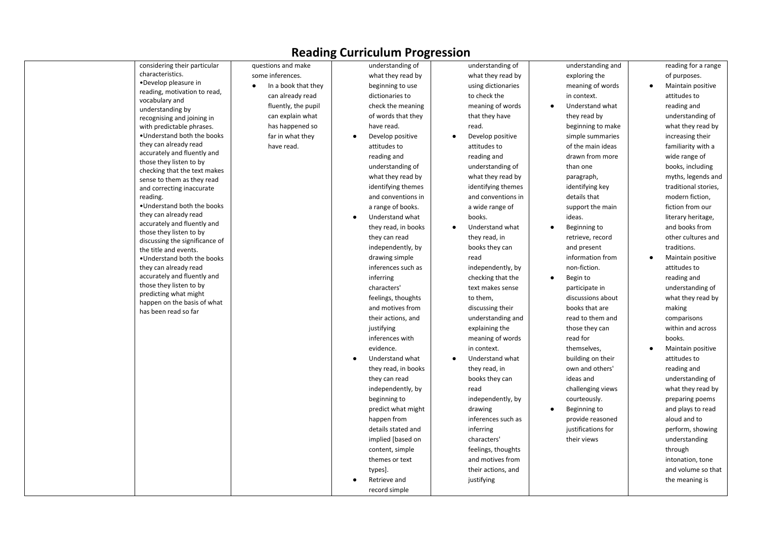# Reading Curriculum Progression

| | | | | | | |
|---|---|---|---|---|---|---|
| | considering their particular characteristics.<br>•Develop pleasure in reading, motivation to read, vocabulary and understanding by recognising and joining in with predictable phrases.<br>•Understand both the books they can already read accurately and fluently and those they listen to by checking that the text makes sense to them as they read and correcting inaccurate reading.<br>•Understand both the books they can already read accurately and fluently and those they listen to by discussing the significance of the title and events.<br>•Understand both the books they can already read accurately and fluently and those they listen to by predicting what might happen on the basis of what has been read so far | questions and make some inferences.<br>● In a book that they can already read fluently, the pupil can explain what has happened so far in what they have read. | understanding of what they read by beginning to use dictionaries to check the meaning of words that they have read.<br>● Develop positive attitudes to reading and understanding of what they read by identifying themes and conventions in a range of books.<br>● Understand what they read, in books they can read independently, by drawing simple inferences such as inferring characters' feelings, thoughts and motives from their actions, and justifying inferences with evidence.<br>● Understand what they read, in books they can read independently, by beginning to predict what might happen from details stated and implied [based on content, simple themes or text types].<br>● Retrieve and record simple | understanding of what they read by using dictionaries to check the meaning of words that they have read.<br>● Develop positive attitudes to reading and understanding of what they read by identifying themes and conventions in a wide range of books.<br>● Understand what they read, in books they can read independently, by checking that the text makes sense to them, discussing their understanding and explaining the meaning of words in context.<br>● Understand what they read, in books they can read independently, by drawing inferences such as inferring characters' feelings, thoughts and motives from their actions, and justifying | understanding and exploring the meaning of words in context.<br>● Understand what they read by beginning to make simple summaries of the main ideas drawn from more than one paragraph, identifying key details that support the main ideas.<br>● Beginning to retrieve, record and present information from non-fiction.<br>● Begin to participate in discussions about books that are read to them and those they can read for themselves, building on their own and others' ideas and challenging views courteously.<br>● Beginning to provide reasoned justifications for their views | reading for a range of purposes.<br>● Maintain positive attitudes to reading and understanding of what they read by increasing their familiarity with a wide range of books, including myths, legends and traditional stories, modern fiction, fiction from our literary heritage, and books from other cultures and traditions.<br>● Maintain positive attitudes to reading and understanding of what they read by making comparisons within and across books.<br>● Maintain positive attitudes to reading and understanding of what they read by preparing poems and plays to read aloud and to perform, showing understanding through intonation, tone and volume so that the meaning is |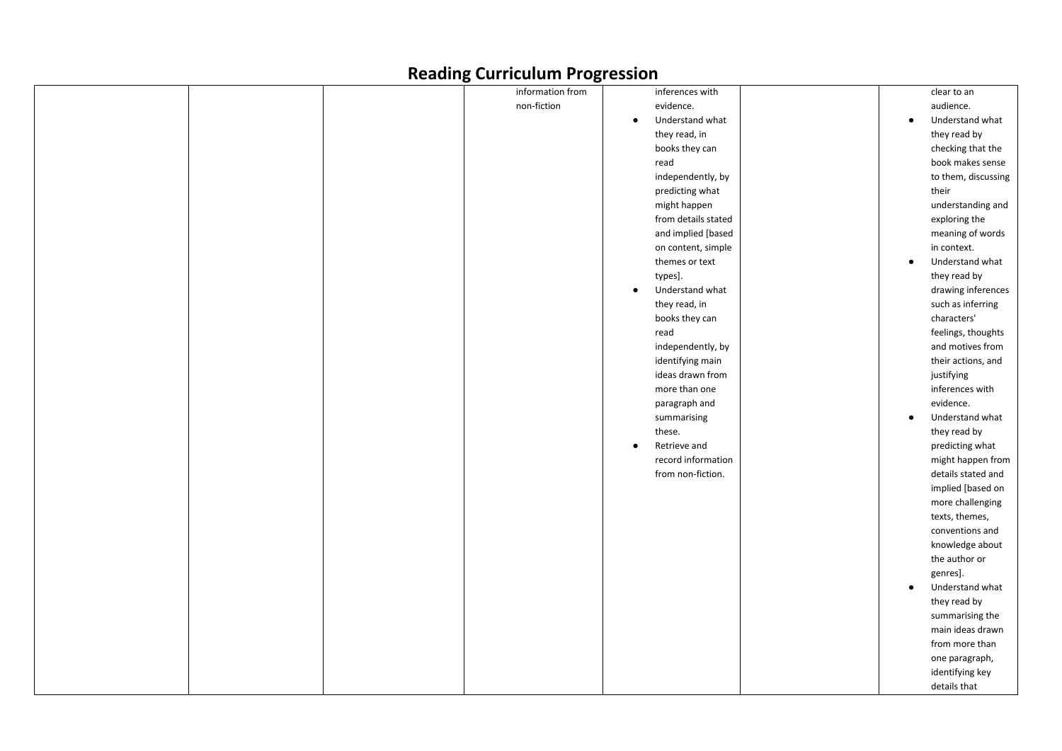# Reading Curriculum Progression

| | | | | | | |
|---|---|---|---|---|---|---|
| | | | information from non-fiction | inferences with evidence.<br>• Understand what they read, in books they can read independently, by predicting what might happen from details stated and implied [based on content, simple themes or text types].<br>• Understand what they read, in books they can read independently, by identifying main ideas drawn from more than one paragraph and summarising these.<br>• Retrieve and record information from non-fiction. | | clear to an audience.<br>• Understand what they read by checking that the book makes sense to them, discussing their understanding and exploring the meaning of words in context.<br>• Understand what they read by drawing inferences such as inferring characters' feelings, thoughts and motives from their actions, and justifying inferences with evidence.<br>• Understand what they read by predicting what might happen from details stated and implied [based on more challenging texts, themes, conventions and knowledge about the author or genres].<br>• Understand what they read by summarising the main ideas drawn from more than one paragraph, identifying key details that |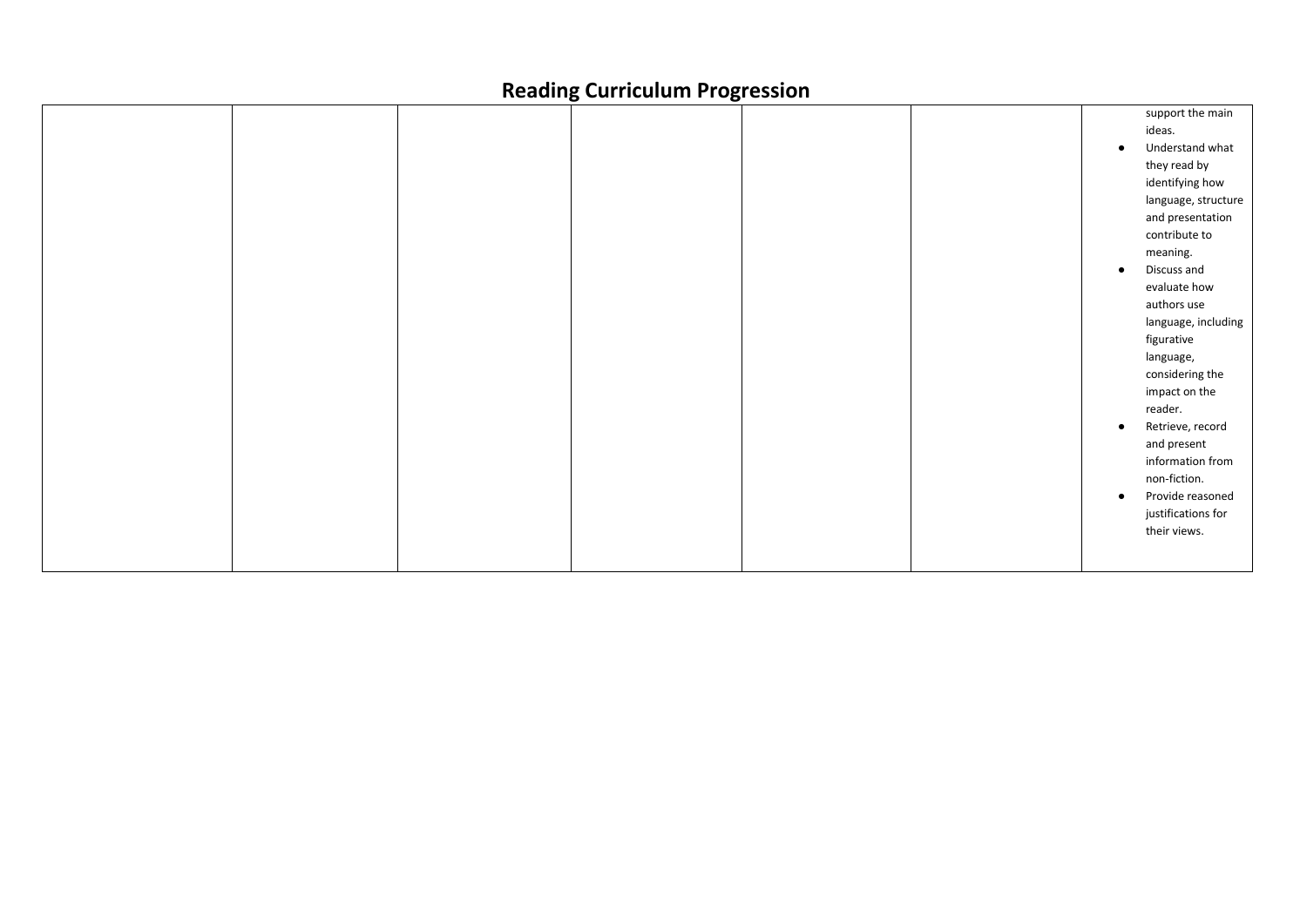# Reading Curriculum Progression

| | | | | | | |
|---|---|---|---|---|---|---|
| | | | | | | support the main ideas.<br>• Understand what they read by identifying how language, structure and presentation contribute to meaning.<br>• Discuss and evaluate how authors use language, including figurative language, considering the impact on the reader.<br>• Retrieve, record and present information from non-fiction.<br>• Provide reasoned justifications for their views. |